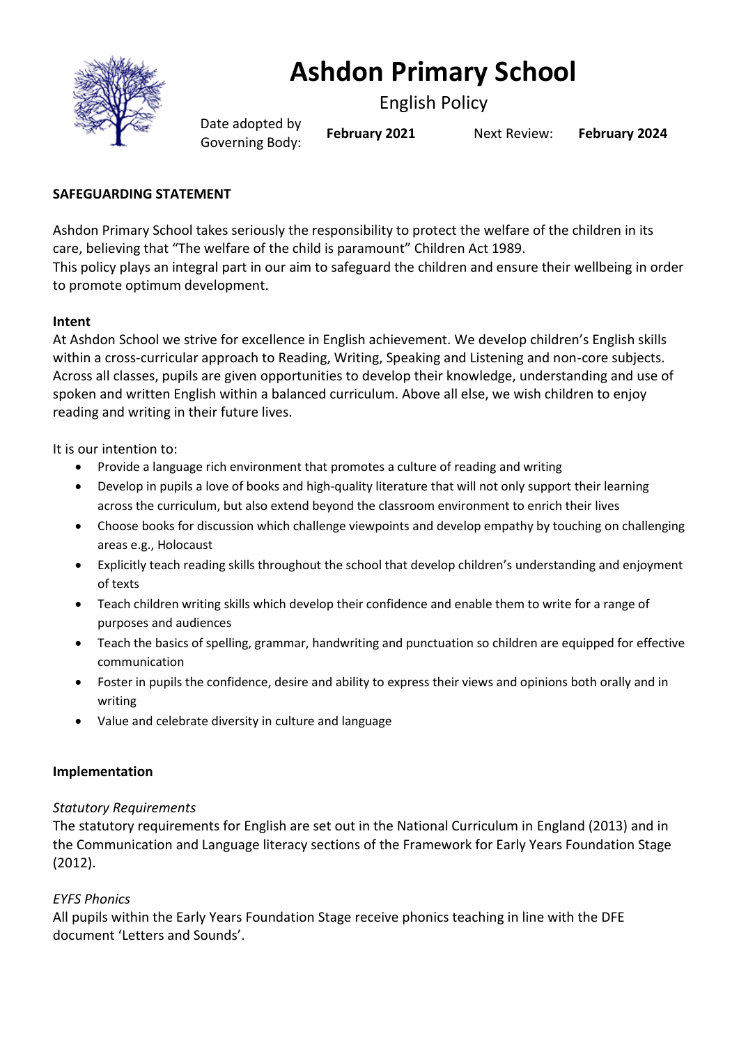# Ashdon Primary School

## English Policy

| Date adopted by Governing Body: | **February 2021** | Next Review: | **February 2024** |
|---|---|---|---|

**SAFEGUARDING STATEMENT**

Ashdon Primary School takes seriously the responsibility to protect the welfare of the children in its care, believing that "The welfare of the child is paramount" Children Act 1989.
This policy plays an integral part in our aim to safeguard the children and ensure their wellbeing in order to promote optimum development.

**Intent**

At Ashdon School we strive for excellence in English achievement. We develop children's English skills within a cross-curricular approach to Reading, Writing, Speaking and Listening and non-core subjects. Across all classes, pupils are given opportunities to develop their knowledge, understanding and use of spoken and written English within a balanced curriculum. Above all else, we wish children to enjoy reading and writing in their future lives.

It is our intention to:

- Provide a language rich environment that promotes a culture of reading and writing
- Develop in pupils a love of books and high-quality literature that will not only support their learning across the curriculum, but also extend beyond the classroom environment to enrich their lives
- Choose books for discussion which challenge viewpoints and develop empathy by touching on challenging areas e.g., Holocaust
- Explicitly teach reading skills throughout the school that develop children's understanding and enjoyment of texts
- Teach children writing skills which develop their confidence and enable them to write for a range of purposes and audiences
- Teach the basics of spelling, grammar, handwriting and punctuation so children are equipped for effective communication
- Foster in pupils the confidence, desire and ability to express their views and opinions both orally and in writing
- Value and celebrate diversity in culture and language

**Implementation**

*Statutory Requirements*

The statutory requirements for English are set out in the National Curriculum in England (2013) and in the Communication and Language literacy sections of the Framework for Early Years Foundation Stage (2012).

*EYFS Phonics*

All pupils within the Early Years Foundation Stage receive phonics teaching in line with the DFE document 'Letters and Sounds'.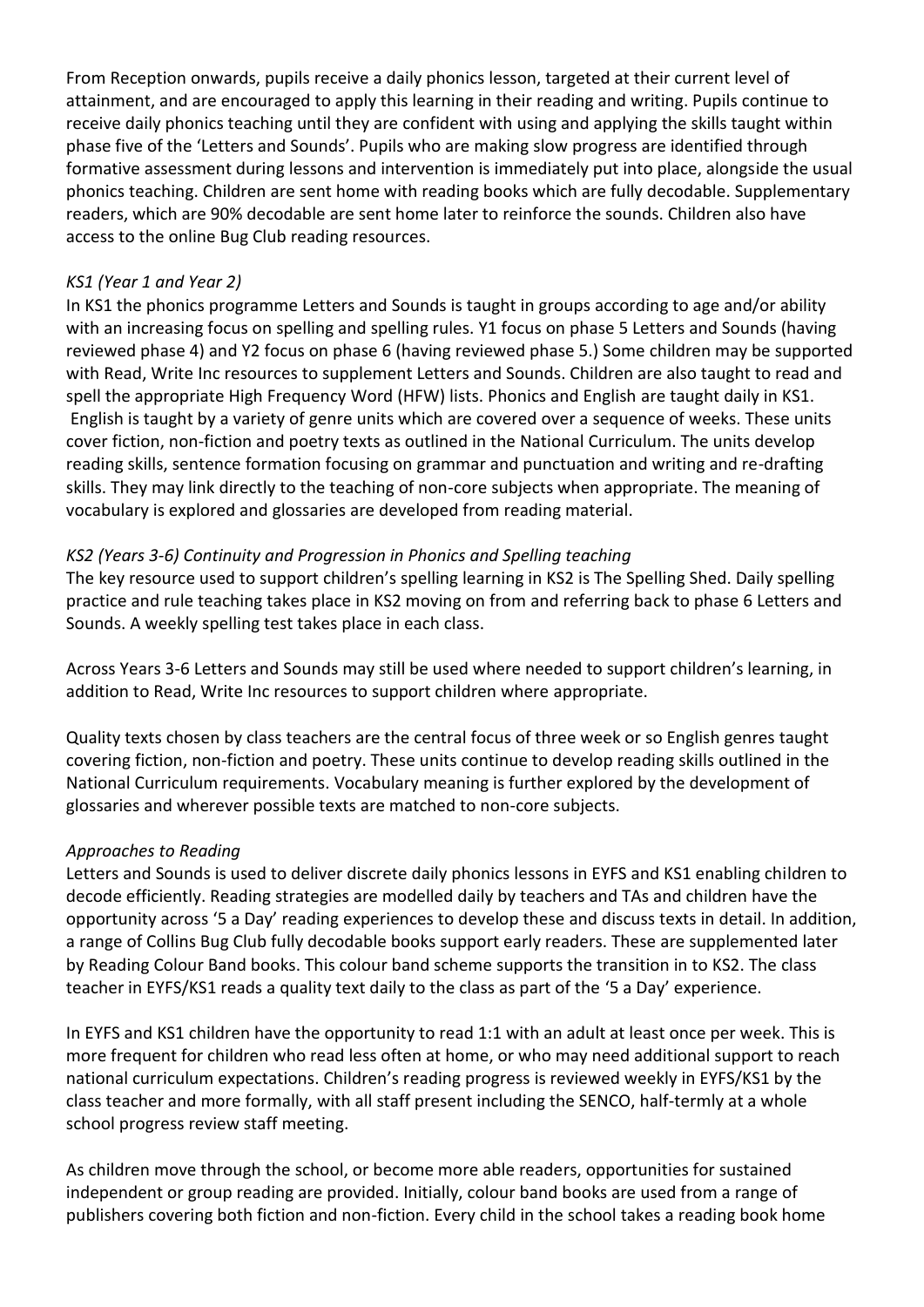From Reception onwards, pupils receive a daily phonics lesson, targeted at their current level of attainment, and are encouraged to apply this learning in their reading and writing. Pupils continue to receive daily phonics teaching until they are confident with using and applying the skills taught within phase five of the 'Letters and Sounds'. Pupils who are making slow progress are identified through formative assessment during lessons and intervention is immediately put into place, alongside the usual phonics teaching. Children are sent home with reading books which are fully decodable. Supplementary readers, which are 90% decodable are sent home later to reinforce the sounds. Children also have access to the online Bug Club reading resources.

*KS1 (Year 1 and Year 2)*

In KS1 the phonics programme Letters and Sounds is taught in groups according to age and/or ability with an increasing focus on spelling and spelling rules. Y1 focus on phase 5 Letters and Sounds (having reviewed phase 4) and Y2 focus on phase 6 (having reviewed phase 5.) Some children may be supported with Read, Write Inc resources to supplement Letters and Sounds. Children are also taught to read and spell the appropriate High Frequency Word (HFW) lists. Phonics and English are taught daily in KS1. English is taught by a variety of genre units which are covered over a sequence of weeks. These units cover fiction, non-fiction and poetry texts as outlined in the National Curriculum. The units develop reading skills, sentence formation focusing on grammar and punctuation and writing and re-drafting skills. They may link directly to the teaching of non-core subjects when appropriate. The meaning of vocabulary is explored and glossaries are developed from reading material.

*KS2 (Years 3-6) Continuity and Progression in Phonics and Spelling teaching*

The key resource used to support children's spelling learning in KS2 is The Spelling Shed. Daily spelling practice and rule teaching takes place in KS2 moving on from and referring back to phase 6 Letters and Sounds. A weekly spelling test takes place in each class.

Across Years 3-6 Letters and Sounds may still be used where needed to support children's learning, in addition to Read, Write Inc resources to support children where appropriate.

Quality texts chosen by class teachers are the central focus of three week or so English genres taught covering fiction, non-fiction and poetry. These units continue to develop reading skills outlined in the National Curriculum requirements. Vocabulary meaning is further explored by the development of glossaries and wherever possible texts are matched to non-core subjects.

*Approaches to Reading*

Letters and Sounds is used to deliver discrete daily phonics lessons in EYFS and KS1 enabling children to decode efficiently. Reading strategies are modelled daily by teachers and TAs and children have the opportunity across '5 a Day' reading experiences to develop these and discuss texts in detail. In addition, a range of Collins Bug Club fully decodable books support early readers. These are supplemented later by Reading Colour Band books. This colour band scheme supports the transition in to KS2. The class teacher in EYFS/KS1 reads a quality text daily to the class as part of the '5 a Day' experience.

In EYFS and KS1 children have the opportunity to read 1:1 with an adult at least once per week. This is more frequent for children who read less often at home, or who may need additional support to reach national curriculum expectations. Children's reading progress is reviewed weekly in EYFS/KS1 by the class teacher and more formally, with all staff present including the SENCO, half-termly at a whole school progress review staff meeting.

As children move through the school, or become more able readers, opportunities for sustained independent or group reading are provided. Initially, colour band books are used from a range of publishers covering both fiction and non-fiction. Every child in the school takes a reading book home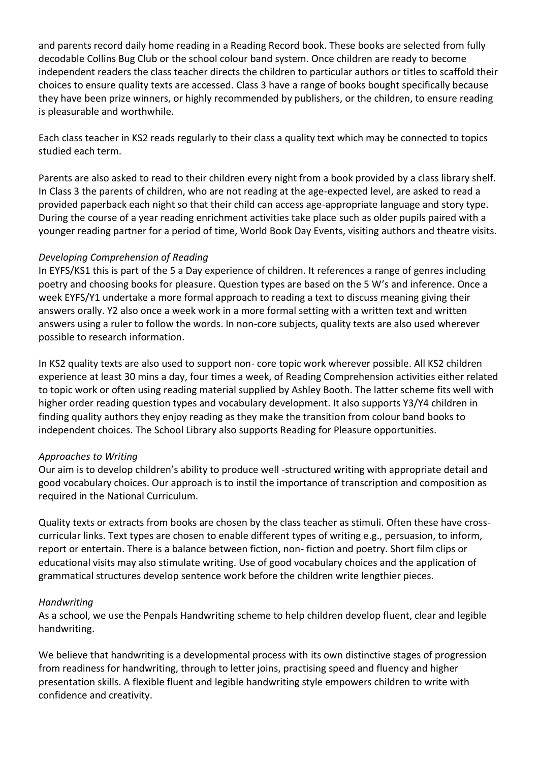and parents record daily home reading in a Reading Record book. These books are selected from fully decodable Collins Bug Club or the school colour band system. Once children are ready to become independent readers the class teacher directs the children to particular authors or titles to scaffold their choices to ensure quality texts are accessed. Class 3 have a range of books bought specifically because they have been prize winners, or highly recommended by publishers, or the children, to ensure reading is pleasurable and worthwhile.

Each class teacher in KS2 reads regularly to their class a quality text which may be connected to topics studied each term.

Parents are also asked to read to their children every night from a book provided by a class library shelf. In Class 3 the parents of children, who are not reading at the age-expected level, are asked to read a provided paperback each night so that their child can access age-appropriate language and story type. During the course of a year reading enrichment activities take place such as older pupils paired with a younger reading partner for a period of time, World Book Day Events, visiting authors and theatre visits.

*Developing Comprehension of Reading*

In EYFS/KS1 this is part of the 5 a Day experience of children. It references a range of genres including poetry and choosing books for pleasure. Question types are based on the 5 W's and inference. Once a week EYFS/Y1 undertake a more formal approach to reading a text to discuss meaning giving their answers orally. Y2 also once a week work in a more formal setting with a written text and written answers using a ruler to follow the words. In non-core subjects, quality texts are also used wherever possible to research information.

In KS2 quality texts are also used to support non- core topic work wherever possible. All KS2 children experience at least 30 mins a day, four times a week, of Reading Comprehension activities either related to topic work or often using reading material supplied by Ashley Booth. The latter scheme fits well with higher order reading question types and vocabulary development. It also supports Y3/Y4 children in finding quality authors they enjoy reading as they make the transition from colour band books to independent choices. The School Library also supports Reading for Pleasure opportunities.

*Approaches to Writing*

Our aim is to develop children's ability to produce well -structured writing with appropriate detail and good vocabulary choices. Our approach is to instil the importance of transcription and composition as required in the National Curriculum.

Quality texts or extracts from books are chosen by the class teacher as stimuli. Often these have cross-curricular links. Text types are chosen to enable different types of writing e.g., persuasion, to inform, report or entertain. There is a balance between fiction, non- fiction and poetry. Short film clips or educational visits may also stimulate writing. Use of good vocabulary choices and the application of grammatical structures develop sentence work before the children write lengthier pieces.

*Handwriting*

As a school, we use the Penpals Handwriting scheme to help children develop fluent, clear and legible handwriting.

We believe that handwriting is a developmental process with its own distinctive stages of progression from readiness for handwriting, through to letter joins, practising speed and fluency and higher presentation skills. A flexible fluent and legible handwriting style empowers children to write with confidence and creativity.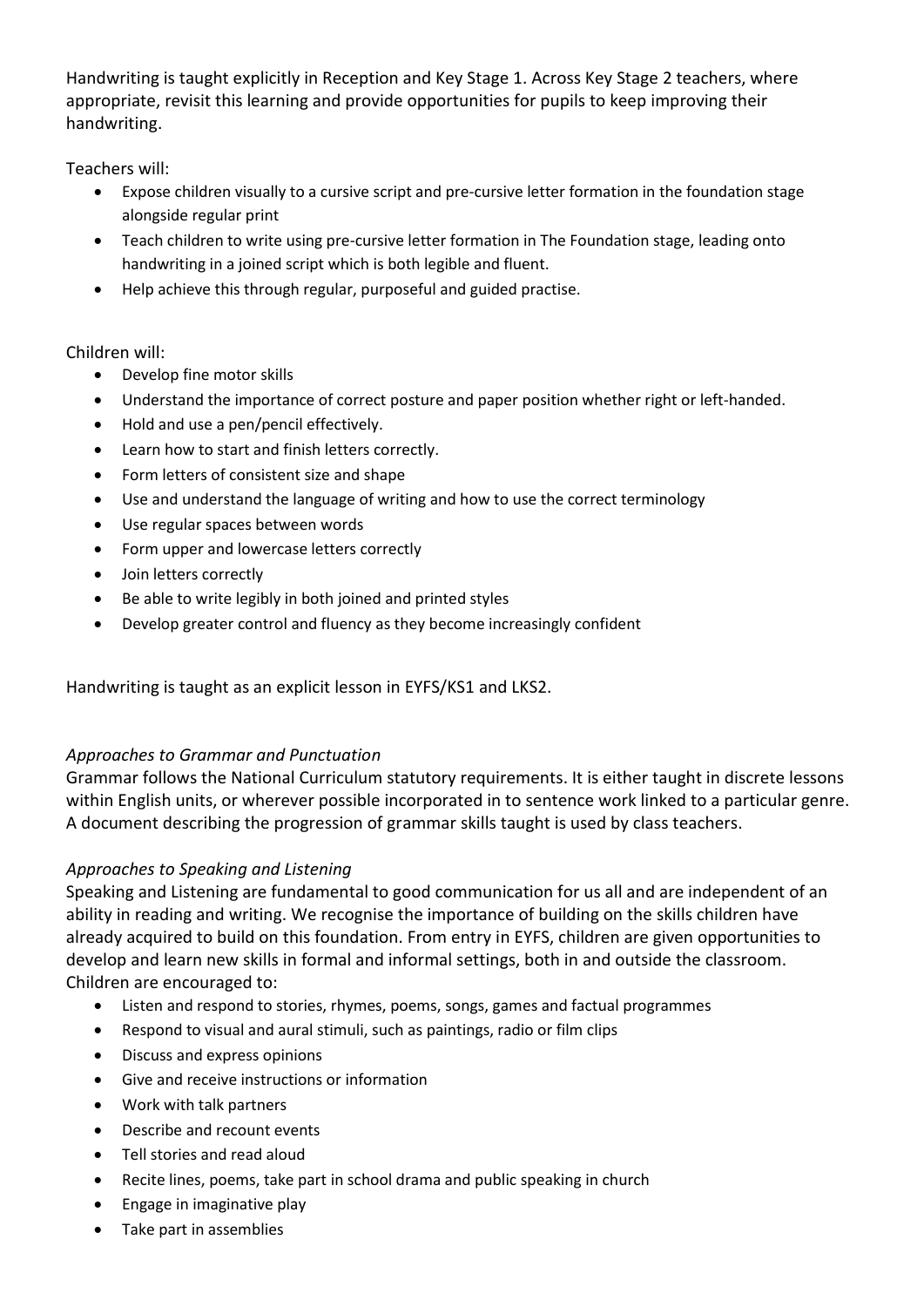Handwriting is taught explicitly in Reception and Key Stage 1. Across Key Stage 2 teachers, where appropriate, revisit this learning and provide opportunities for pupils to keep improving their handwriting.

Teachers will:

- Expose children visually to a cursive script and pre-cursive letter formation in the foundation stage alongside regular print
- Teach children to write using pre-cursive letter formation in The Foundation stage, leading onto handwriting in a joined script which is both legible and fluent.
- Help achieve this through regular, purposeful and guided practise.

Children will:

- Develop fine motor skills
- Understand the importance of correct posture and paper position whether right or left-handed.
- Hold and use a pen/pencil effectively.
- Learn how to start and finish letters correctly.
- Form letters of consistent size and shape
- Use and understand the language of writing and how to use the correct terminology
- Use regular spaces between words
- Form upper and lowercase letters correctly
- Join letters correctly
- Be able to write legibly in both joined and printed styles
- Develop greater control and fluency as they become increasingly confident

Handwriting is taught as an explicit lesson in EYFS/KS1 and LKS2.

*Approaches to Grammar and Punctuation*

Grammar follows the National Curriculum statutory requirements. It is either taught in discrete lessons within English units, or wherever possible incorporated in to sentence work linked to a particular genre. A document describing the progression of grammar skills taught is used by class teachers.

*Approaches to Speaking and Listening*

Speaking and Listening are fundamental to good communication for us all and are independent of an ability in reading and writing. We recognise the importance of building on the skills children have already acquired to build on this foundation. From entry in EYFS, children are given opportunities to develop and learn new skills in formal and informal settings, both in and outside the classroom. Children are encouraged to:

- Listen and respond to stories, rhymes, poems, songs, games and factual programmes
- Respond to visual and aural stimuli, such as paintings, radio or film clips
- Discuss and express opinions
- Give and receive instructions or information
- Work with talk partners
- Describe and recount events
- Tell stories and read aloud
- Recite lines, poems, take part in school drama and public speaking in church
- Engage in imaginative play
- Take part in assemblies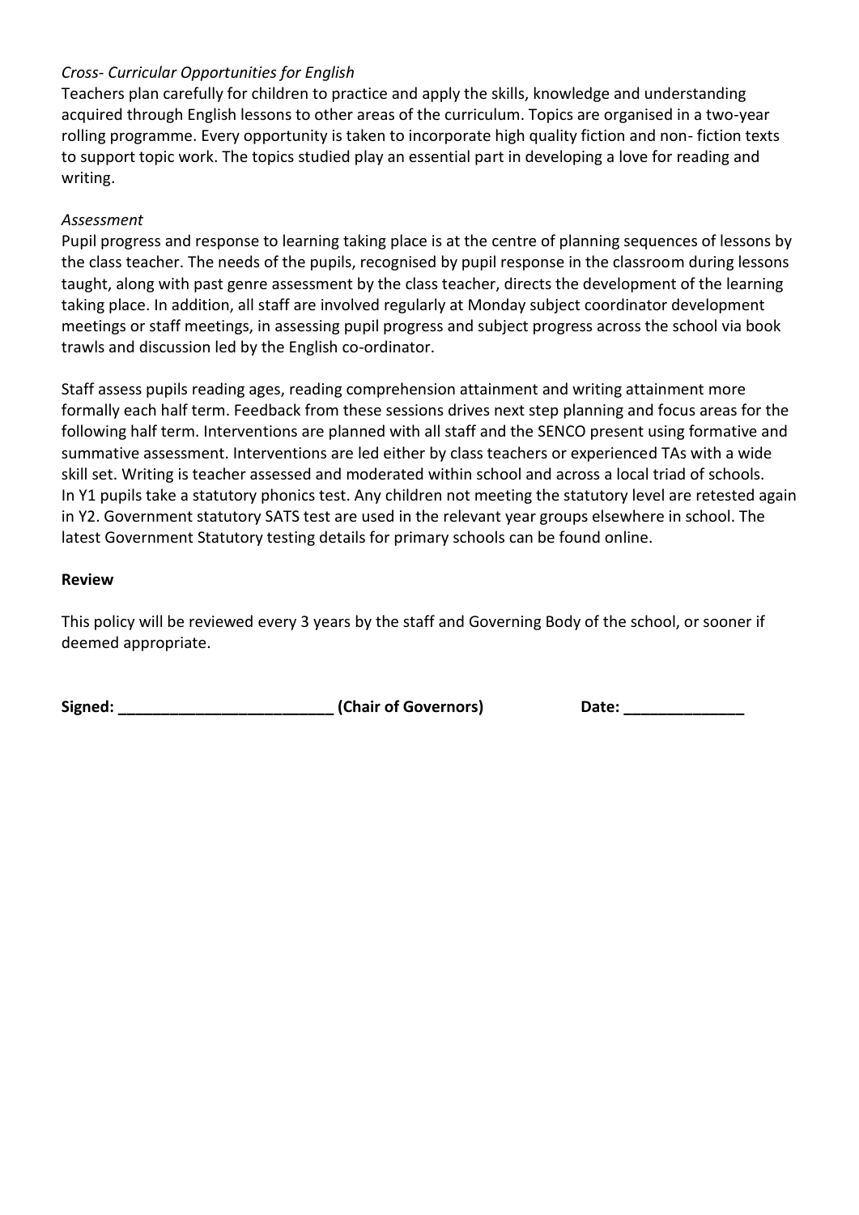*Cross- Curricular Opportunities for English*

Teachers plan carefully for children to practice and apply the skills, knowledge and understanding acquired through English lessons to other areas of the curriculum. Topics are organised in a two-year rolling programme. Every opportunity is taken to incorporate high quality fiction and non- fiction texts to support topic work. The topics studied play an essential part in developing a love for reading and writing.

*Assessment*

Pupil progress and response to learning taking place is at the centre of planning sequences of lessons by the class teacher. The needs of the pupils, recognised by pupil response in the classroom during lessons taught, along with past genre assessment by the class teacher, directs the development of the learning taking place. In addition, all staff are involved regularly at Monday subject coordinator development meetings or staff meetings, in assessing pupil progress and subject progress across the school via book trawls and discussion led by the English co-ordinator.

Staff assess pupils reading ages, reading comprehension attainment and writing attainment more formally each half term. Feedback from these sessions drives next step planning and focus areas for the following half term. Interventions are planned with all staff and the SENCO present using formative and summative assessment. Interventions are led either by class teachers or experienced TAs with a wide skill set. Writing is teacher assessed and moderated within school and across a local triad of schools. In Y1 pupils take a statutory phonics test. Any children not meeting the statutory level are retested again in Y2. Government statutory SATS test are used in the relevant year groups elsewhere in school. The latest Government Statutory testing details for primary schools can be found online.

**Review**

This policy will be reviewed every 3 years by the staff and Governing Body of the school, or sooner if deemed appropriate.

**Signed: _________________________ (Chair of Governors)    Date: ______________**